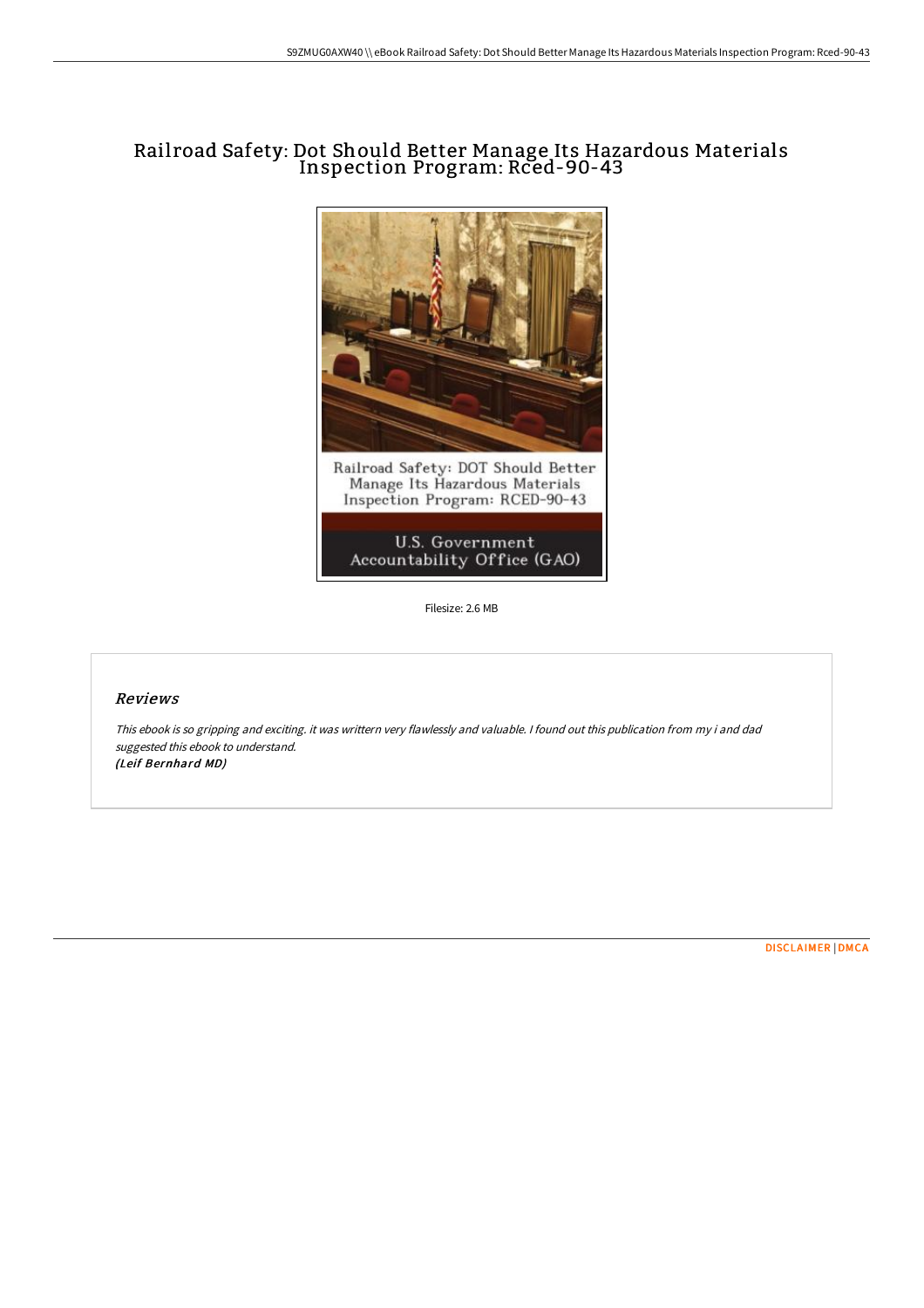# Railroad Safety: Dot Should Better Manage Its Hazardous Materials Inspection Program: Rced-90-43

Filesize: 2.6 MB

## Reviews

*This ebook is so gripping and exciting. it was writtern very flawlessly and valuable. I found out this publication from my i and dad suggested this ebook to understand.*
***(Leif Bernhard MD)***

DISCLAIMER | DMCA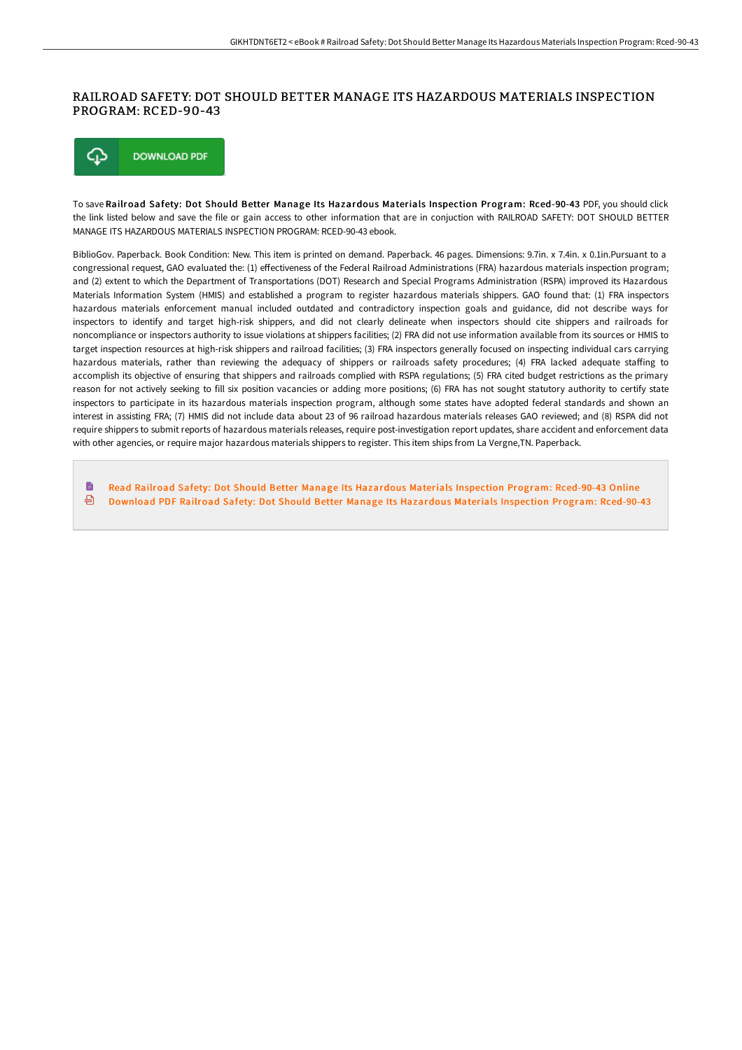# RAILROAD SAFETY: DOT SHOULD BETTER MANAGE ITS HAZARDOUS MATERIALS INSPECTION PROGRAM: RCED-90-43

DOWNLOAD PDF

To save **Railroad Safety: Dot Should Better Manage Its Hazardous Materials Inspection Program: Rced-90-43** PDF, you should click the link listed below and save the file or gain access to other information that are in conjuction with RAILROAD SAFETY: DOT SHOULD BETTER MANAGE ITS HAZARDOUS MATERIALS INSPECTION PROGRAM: RCED-90-43 ebook.

BiblioGov. Paperback. Book Condition: New. This item is printed on demand. Paperback. 46 pages. Dimensions: 9.7in. x 7.4in. x 0.1in.Pursuant to a congressional request, GAO evaluated the: (1) effectiveness of the Federal Railroad Administrations (FRA) hazardous materials inspection program; and (2) extent to which the Department of Transportations (DOT) Research and Special Programs Administration (RSPA) improved its Hazardous Materials Information System (HMIS) and established a program to register hazardous materials shippers. GAO found that: (1) FRA inspectors hazardous materials enforcement manual included outdated and contradictory inspection goals and guidance, did not describe ways for inspectors to identify and target high-risk shippers, and did not clearly delineate when inspectors should cite shippers and railroads for noncompliance or inspectors authority to issue violations at shippers facilities; (2) FRA did not use information available from its sources or HMIS to target inspection resources at high-risk shippers and railroad facilities; (3) FRA inspectors generally focused on inspecting individual cars carrying hazardous materials, rather than reviewing the adequacy of shippers or railroads safety procedures; (4) FRA lacked adequate staffing to accomplish its objective of ensuring that shippers and railroads complied with RSPA regulations; (5) FRA cited budget restrictions as the primary reason for not actively seeking to fill six position vacancies or adding more positions; (6) FRA has not sought statutory authority to certify state inspectors to participate in its hazardous materials inspection program, although some states have adopted federal standards and shown an interest in assisting FRA; (7) HMIS did not include data about 23 of 96 railroad hazardous materials releases GAO reviewed; and (8) RSPA did not require shippers to submit reports of hazardous materials releases, require post-investigation report updates, share accident and enforcement data with other agencies, or require major hazardous materials shippers to register. This item ships from La Vergne,TN. Paperback.

- Read Railroad Safety: Dot Should Better Manage Its Hazardous Materials Inspection Program: Rced-90-43 Online
- Download PDF Railroad Safety: Dot Should Better Manage Its Hazardous Materials Inspection Program: Rced-90-43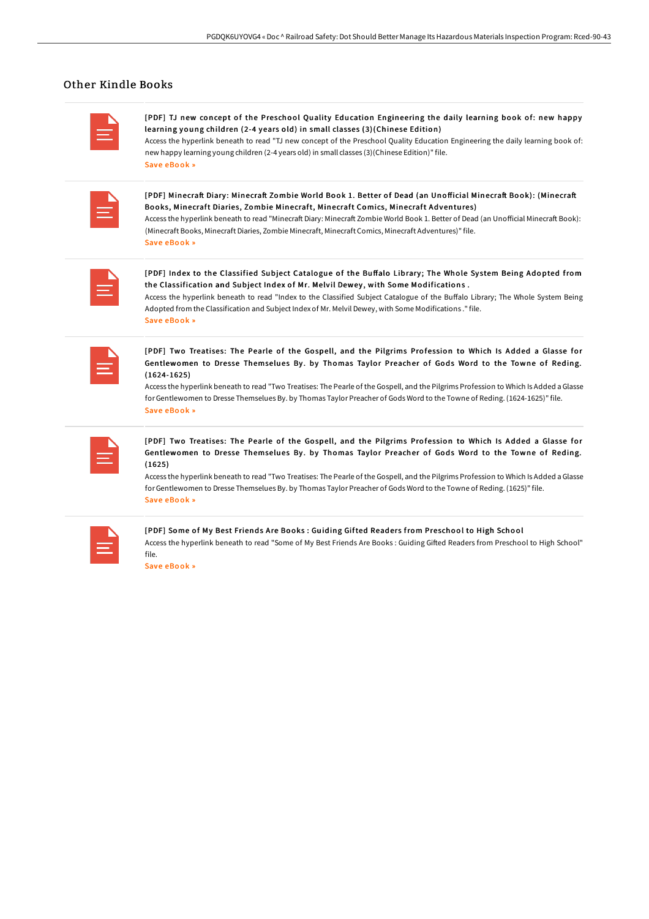## Other Kindle Books

[PDF] TJ new concept of the Preschool Quality Education Engineering the daily learning book of: new happy learning young children (2-4 years old) in small classes (3)(Chinese Edition)

Access the hyperlink beneath to read "TJ new concept of the Preschool Quality Education Engineering the daily learning book of: new happy learning young children (2-4 years old) in small classes (3)(Chinese Edition)" file.

Save eBook »

[PDF] Minecraft Diary: Minecraft Zombie World Book 1. Better of Dead (an Unofficial Minecraft Book): (Minecraft Books, Minecraft Diaries, Zombie Minecraft, Minecraft Comics, Minecraft Adventures)

Access the hyperlink beneath to read "Minecraft Diary: Minecraft Zombie World Book 1. Better of Dead (an Unofficial Minecraft Book): (Minecraft Books, Minecraft Diaries, Zombie Minecraft, Minecraft Comics, Minecraft Adventures)" file.

Save eBook »

[PDF] Index to the Classified Subject Catalogue of the Buffalo Library; The Whole System Being Adopted from the Classification and Subject Index of Mr. Melvil Dewey, with Some Modifications .

Access the hyperlink beneath to read "Index to the Classified Subject Catalogue of the Buffalo Library; The Whole System Being Adopted from the Classification and Subject Index of Mr. Melvil Dewey, with Some Modifications ." file.

Save eBook »

[PDF] Two Treatises: The Pearle of the Gospell, and the Pilgrims Profession to Which Is Added a Glasse for Gentlewomen to Dresse Themselues By. by Thomas Taylor Preacher of Gods Word to the Towne of Reding. (1624-1625)

Access the hyperlink beneath to read "Two Treatises: The Pearle of the Gospell, and the Pilgrims Profession to Which Is Added a Glasse for Gentlewomen to Dresse Themselues By. by Thomas Taylor Preacher of Gods Word to the Towne of Reding. (1624-1625)" file.

Save eBook »

[PDF] Two Treatises: The Pearle of the Gospell, and the Pilgrims Profession to Which Is Added a Glasse for Gentlewomen to Dresse Themselues By. by Thomas Taylor Preacher of Gods Word to the Towne of Reding. (1625)

Access the hyperlink beneath to read "Two Treatises: The Pearle of the Gospell, and the Pilgrims Profession to Which Is Added a Glasse for Gentlewomen to Dresse Themselues By. by Thomas Taylor Preacher of Gods Word to the Towne of Reding. (1625)" file.

Save eBook »

[PDF] Some of My Best Friends Are Books : Guiding Gifted Readers from Preschool to High School

Access the hyperlink beneath to read "Some of My Best Friends Are Books : Guiding Gifted Readers from Preschool to High School" file.

Save eBook »